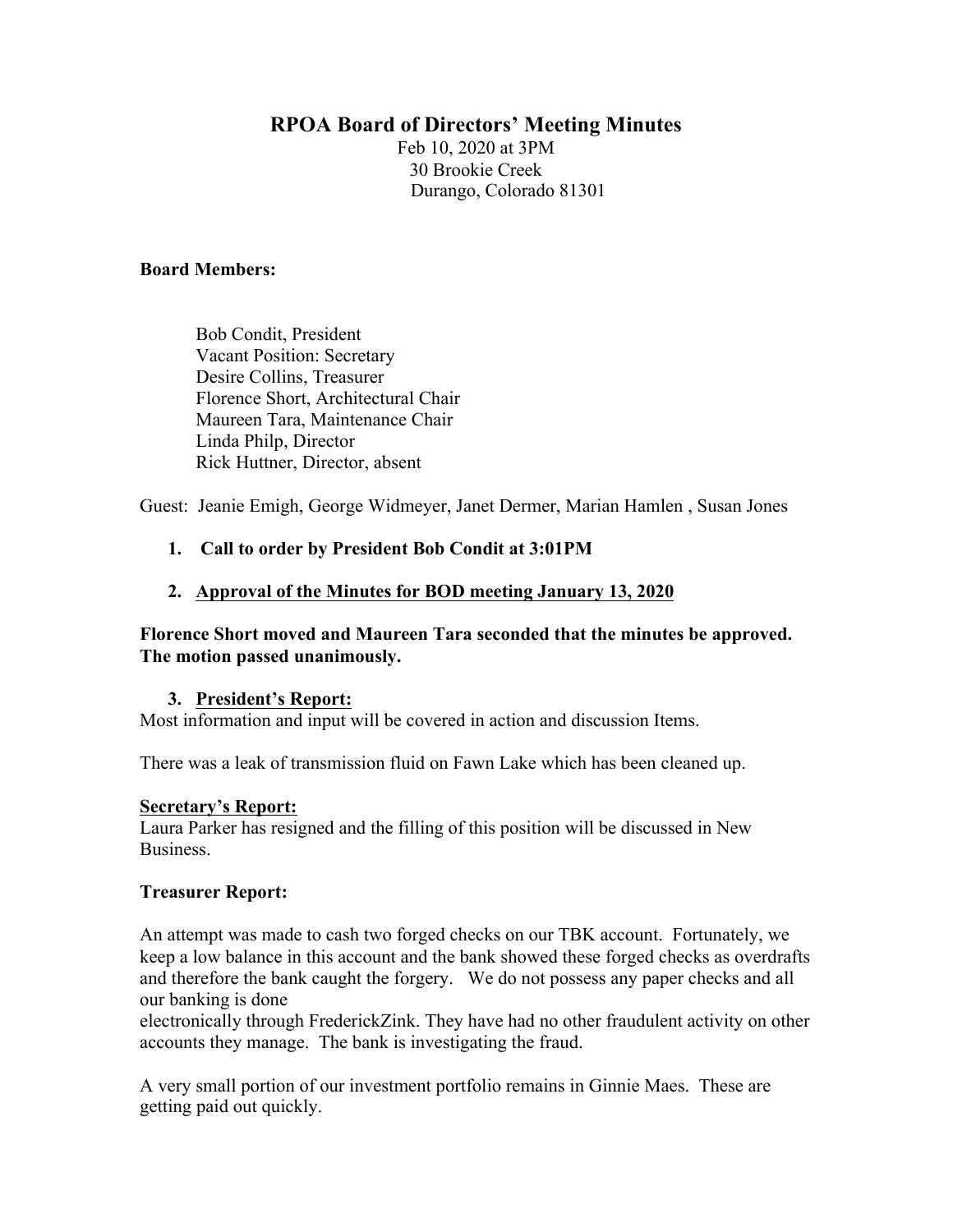# RPOA Board of Directors' Meeting Minutes

Feb 10, 2020 at 3PM
30 Brookie Creek
Durango, Colorado 81301

**Board Members:**

Bob Condit, President
Vacant Position: Secretary
Desire Collins, Treasurer
Florence Short, Architectural Chair
Maureen Tara, Maintenance Chair
Linda Philp, Director
Rick Huttner, Director, absent

Guest: Jeanie Emigh, George Widmeyer, Janet Dermer, Marian Hamlen , Susan Jones

1. **Call to order by President Bob Condit at 3:01PM**

2. **Approval of the Minutes for BOD meeting January 13, 2020**

**Florence Short moved and Maureen Tara seconded that the minutes be approved. The motion passed unanimously.**

3. **President's Report:**

Most information and input will be covered in action and discussion Items.

There was a leak of transmission fluid on Fawn Lake which has been cleaned up.

**Secretary's Report:**

Laura Parker has resigned and the filling of this position will be discussed in New Business.

**Treasurer Report:**

An attempt was made to cash two forged checks on our TBK account. Fortunately, we keep a low balance in this account and the bank showed these forged checks as overdrafts and therefore the bank caught the forgery. We do not possess any paper checks and all our banking is done electronically through FrederickZink. They have had no other fraudulent activity on other accounts they manage. The bank is investigating the fraud.

A very small portion of our investment portfolio remains in Ginnie Maes. These are getting paid out quickly.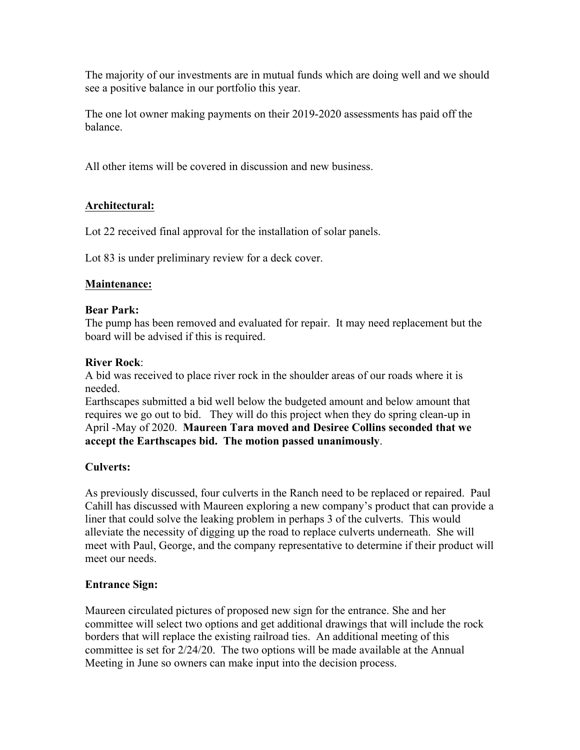The majority of our investments are in mutual funds which are doing well and we should see a positive balance in our portfolio this year.

The one lot owner making payments on their 2019-2020 assessments has paid off the balance.

All other items will be covered in discussion and new business.

## Architectural:

Lot 22 received final approval for the installation of solar panels.

Lot 83 is under preliminary review for a deck cover.

## Maintenance:

### Bear Park:

The pump has been removed and evaluated for repair. It may need replacement but the board will be advised if this is required.

### River Rock:

A bid was received to place river rock in the shoulder areas of our roads where it is needed.

Earthscapes submitted a bid well below the budgeted amount and below amount that requires we go out to bid. They will do this project when they do spring clean-up in April -May of 2020. **Maureen Tara moved and Desiree Collins seconded that we accept the Earthscapes bid. The motion passed unanimously**.

### Culverts:

As previously discussed, four culverts in the Ranch need to be replaced or repaired. Paul Cahill has discussed with Maureen exploring a new company's product that can provide a liner that could solve the leaking problem in perhaps 3 of the culverts. This would alleviate the necessity of digging up the road to replace culverts underneath. She will meet with Paul, George, and the company representative to determine if their product will meet our needs.

### Entrance Sign:

Maureen circulated pictures of proposed new sign for the entrance. She and her committee will select two options and get additional drawings that will include the rock borders that will replace the existing railroad ties. An additional meeting of this committee is set for 2/24/20. The two options will be made available at the Annual Meeting in June so owners can make input into the decision process.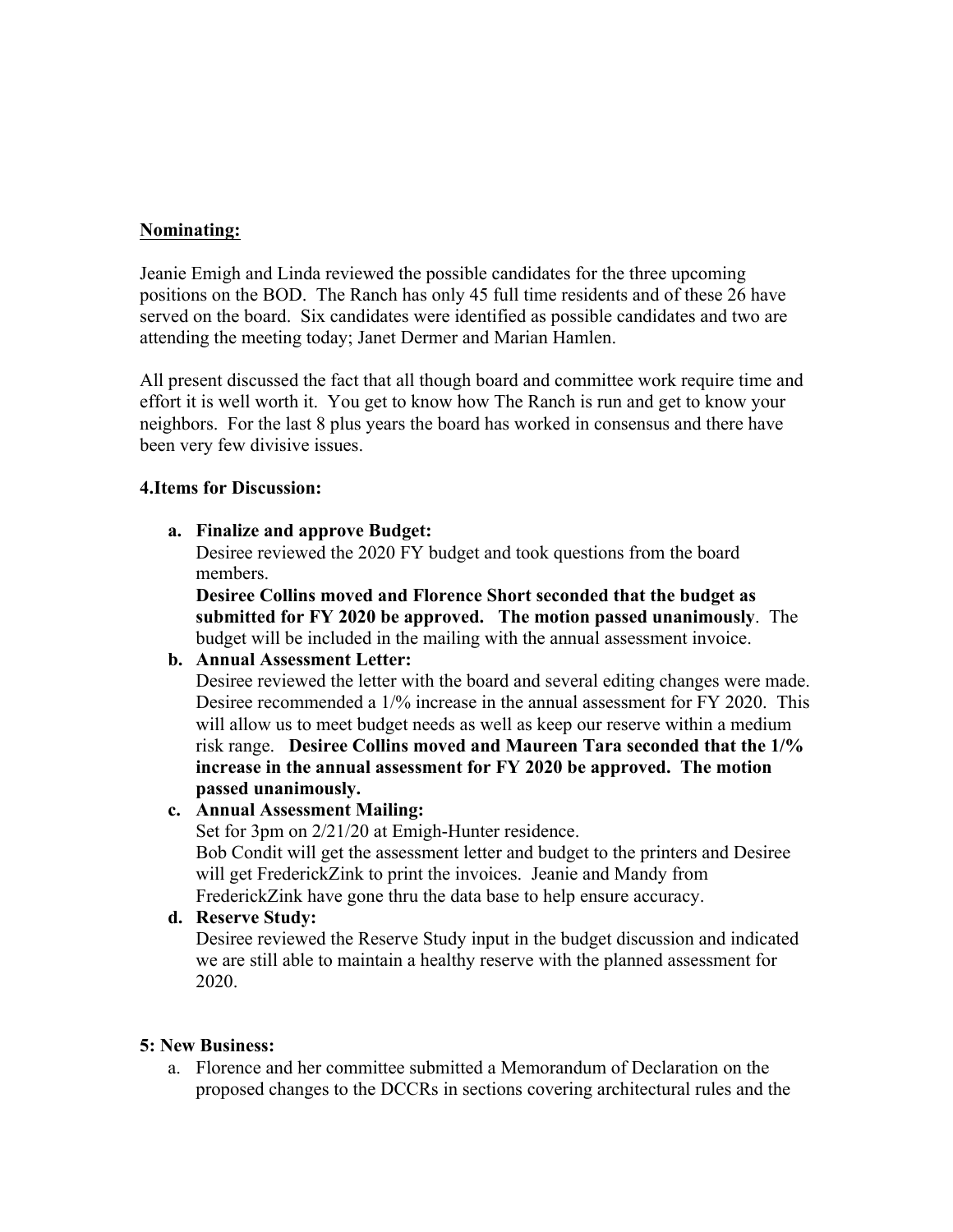**Nominating:**

Jeanie Emigh and Linda reviewed the possible candidates for the three upcoming positions on the BOD. The Ranch has only 45 full time residents and of these 26 have served on the board. Six candidates were identified as possible candidates and two are attending the meeting today; Janet Dermer and Marian Hamlen.

All present discussed the fact that all though board and committee work require time and effort it is well worth it. You get to know how The Ranch is run and get to know your neighbors. For the last 8 plus years the board has worked in consensus and there have been very few divisive issues.

**4.Items for Discussion:**

a. **Finalize and approve Budget:**
   Desiree reviewed the 2020 FY budget and took questions from the board members.
   **Desiree Collins moved and Florence Short seconded that the budget as submitted for FY 2020 be approved. The motion passed unanimously**. The budget will be included in the mailing with the annual assessment invoice.
b. **Annual Assessment Letter:**
   Desiree reviewed the letter with the board and several editing changes were made. Desiree recommended a 1/% increase in the annual assessment for FY 2020. This will allow us to meet budget needs as well as keep our reserve within a medium risk range. **Desiree Collins moved and Maureen Tara seconded that the 1/% increase in the annual assessment for FY 2020 be approved. The motion passed unanimously.**
c. **Annual Assessment Mailing:**
   Set for 3pm on 2/21/20 at Emigh-Hunter residence.
   Bob Condit will get the assessment letter and budget to the printers and Desiree will get FrederickZink to print the invoices. Jeanie and Mandy from FrederickZink have gone thru the data base to help ensure accuracy.
d. **Reserve Study:**
   Desiree reviewed the Reserve Study input in the budget discussion and indicated we are still able to maintain a healthy reserve with the planned assessment for 2020.

**5: New Business:**

a. Florence and her committee submitted a Memorandum of Declaration on the proposed changes to the DCCRs in sections covering architectural rules and the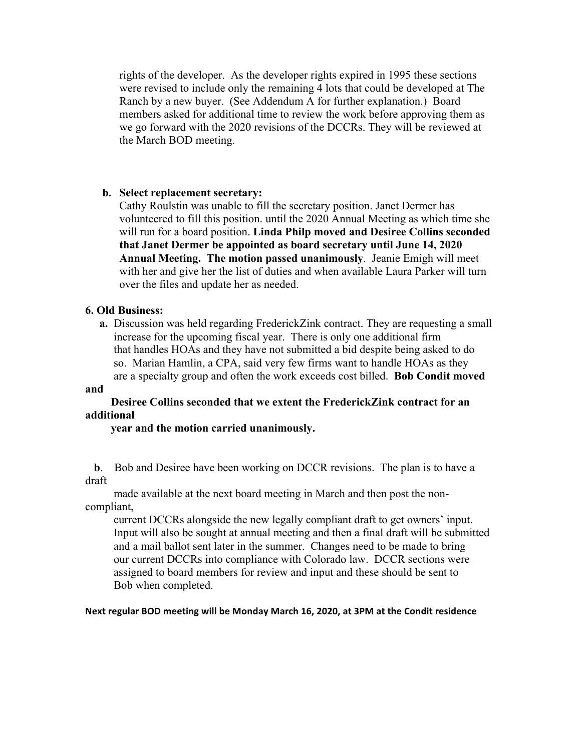rights of the developer. As the developer rights expired in 1995 these sections were revised to include only the remaining 4 lots that could be developed at The Ranch by a new buyer. (See Addendum A for further explanation.) Board members asked for additional time to review the work before approving them as we go forward with the 2020 revisions of the DCCRs. They will be reviewed at the March BOD meeting.

**b. Select replacement secretary:**

Cathy Roulstin was unable to fill the secretary position. Janet Dermer has volunteered to fill this position. until the 2020 Annual Meeting as which time she will run for a board position. **Linda Philp moved and Desiree Collins seconded that Janet Dermer be appointed as board secretary until June 14, 2020 Annual Meeting. The motion passed unanimously**. Jeanie Emigh will meet with her and give her the list of duties and when available Laura Parker will turn over the files and update her as needed.

**6. Old Business:**

**a.** Discussion was held regarding FrederickZink contract. They are requesting a small increase for the upcoming fiscal year. There is only one additional firm that handles HOAs and they have not submitted a bid despite being asked to do so. Marian Hamlin, a CPA, said very few firms want to handle HOAs as they are a specialty group and often the work exceeds cost billed. **Bob Condit moved and Desiree Collins seconded that we extent the FrederickZink contract for an additional year and the motion carried unanimously.**

**b**. Bob and Desiree have been working on DCCR revisions. The plan is to have a draft made available at the next board meeting in March and then post the non-compliant, current DCCRs alongside the new legally compliant draft to get owners' input. Input will also be sought at annual meeting and then a final draft will be submitted and a mail ballot sent later in the summer. Changes need to be made to bring our current DCCRs into compliance with Colorado law. DCCR sections were assigned to board members for review and input and these should be sent to Bob when completed.

**Next regular BOD meeting will be Monday March 16, 2020, at 3PM at the Condit residence**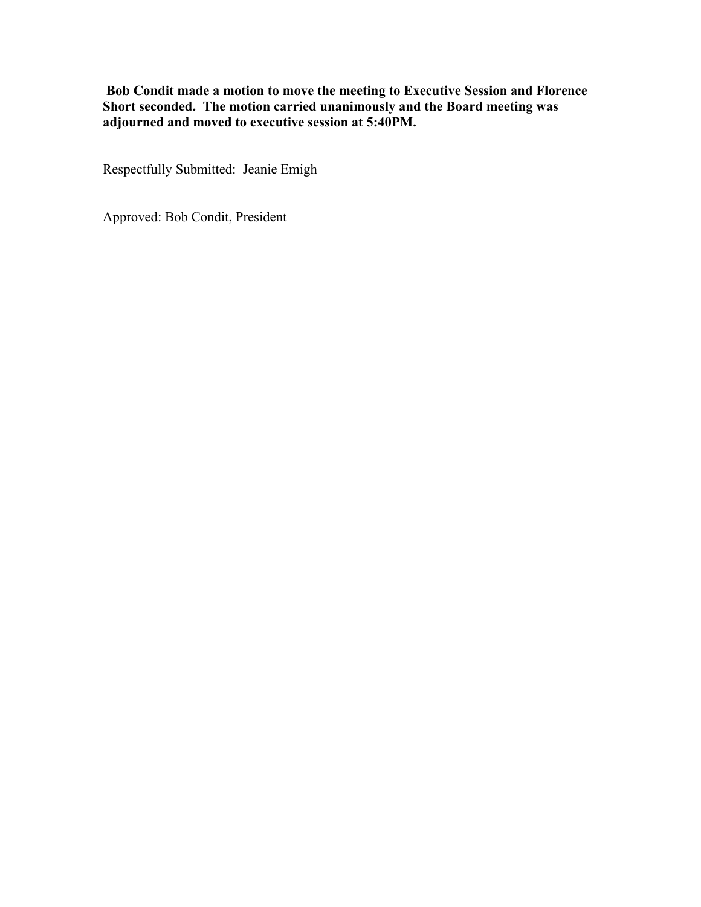**Bob Condit made a motion to move the meeting to Executive Session and Florence Short seconded. The motion carried unanimously and the Board meeting was adjourned and moved to executive session at 5:40PM.**

Respectfully Submitted: Jeanie Emigh

Approved: Bob Condit, President